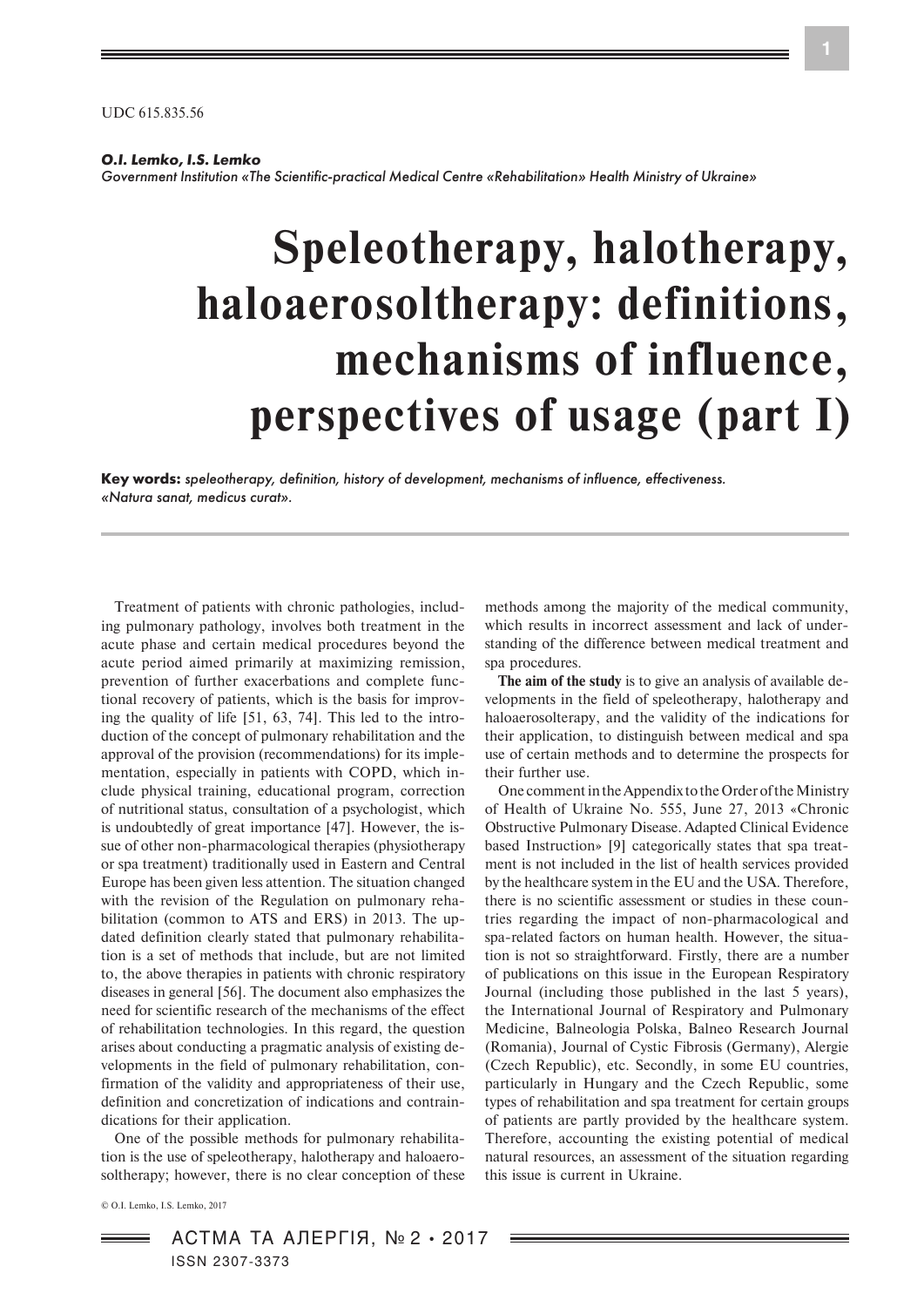UDC 615.835.56

***O.I. Lemko, I.S. Lemko***
*Government Institution «The Scientific-practical Medical Centre «Rehabilitation» Health Ministry of Ukraine»*

# Speleotherapy, halotherapy, haloaerosoltherapy: definitions, mechanisms of influence, perspectives of usage (part I)

**Key words:** *speleotherapy, definition, history of development, mechanisms of influence, effectiveness. «Natura sanat, medicus curat».*

Treatment of patients with chronic pathologies, including pulmonary pathology, involves both treatment in the acute phase and certain medical procedures beyond the acute period aimed primarily at maximizing remission, prevention of further exacerbations and complete functional recovery of patients, which is the basis for improving the quality of life [51, 63, 74]. This led to the introduction of the concept of pulmonary rehabilitation and the approval of the provision (recommendations) for its implementation, especially in patients with COPD, which include physical training, educational program, correction of nutritional status, consultation of a psychologist, which is undoubtedly of great importance [47]. However, the issue of other non-pharmacological therapies (physiotherapy or spa treatment) traditionally used in Eastern and Central Europe has been given less attention. The situation changed with the revision of the Regulation on pulmonary rehabilitation (common to ATS and ERS) in 2013. The updated definition clearly stated that pulmonary rehabilitation is a set of methods that include, but are not limited to, the above therapies in patients with chronic respiratory diseases in general [56]. The document also emphasizes the need for scientific research of the mechanisms of the effect of rehabilitation technologies. In this regard, the question arises about conducting a pragmatic analysis of existing developments in the field of pulmonary rehabilitation, confirmation of the validity and appropriateness of their use, definition and concretization of indications and contraindications for their application.

One of the possible methods for pulmonary rehabilitation is the use of speleotherapy, halotherapy and haloaerosoltherapy; however, there is no clear conception of these methods among the majority of the medical community, which results in incorrect assessment and lack of understanding of the difference between medical treatment and spa procedures.

**The aim of the study** is to give an analysis of available developments in the field of speleotherapy, halotherapy and haloaerosolterapy, and the validity of the indications for their application, to distinguish between medical and spa use of certain methods and to determine the prospects for their further use.

One comment in the Appendix to the Order of the Ministry of Health of Ukraine No. 555, June 27, 2013 «Chronic Obstructive Pulmonary Disease. Adapted Clinical Evidence based Instruction» [9] categorically states that spa treatment is not included in the list of health services provided by the healthcare system in the EU and the USA. Therefore, there is no scientific assessment or studies in these countries regarding the impact of non-pharmacological and spa-related factors on human health. However, the situation is not so straightforward. Firstly, there are a number of publications on this issue in the European Respiratory Journal (including those published in the last 5 years), the International Journal of Respiratory and Pulmonary Medicine, Balneologia Polska, Balneo Research Journal (Romania), Journal of Cystic Fibrosis (Germany), Alergie (Czech Republic), etc. Secondly, in some EU countries, particularly in Hungary and the Czech Republic, some types of rehabilitation and spa treatment for certain groups of patients are partly provided by the healthcare system. Therefore, accounting the existing potential of medical natural resources, an assessment of the situation regarding this issue is current in Ukraine.

© O.I. Lemko, I.S. Lemko, 2017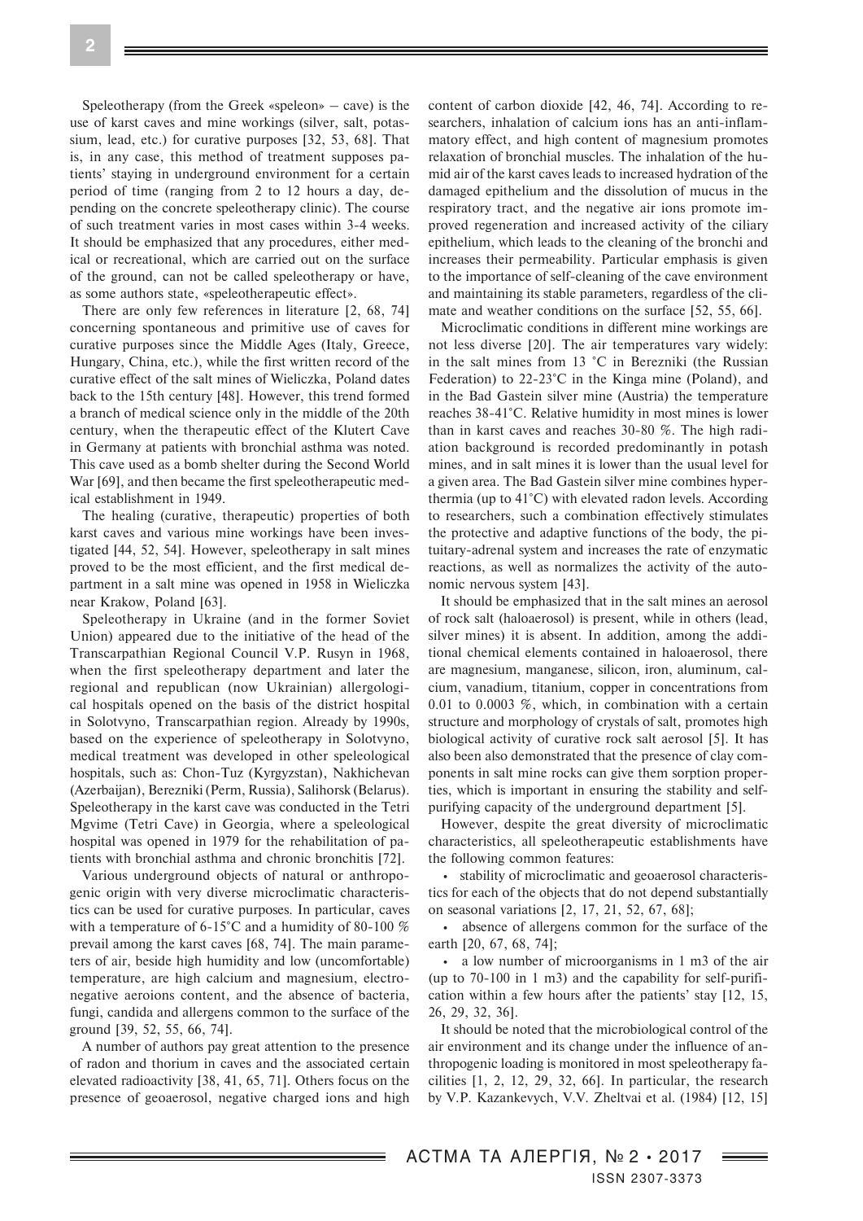Speleotherapy (from the Greek «speleon» – cave) is the use of karst caves and mine workings (silver, salt, potassium, lead, etc.) for curative purposes [32, 53, 68]. That is, in any case, this method of treatment supposes patients' staying in underground environment for a certain period of time (ranging from 2 to 12 hours a day, depending on the concrete speleotherapy clinic). The course of such treatment varies in most cases within 3-4 weeks. It should be emphasized that any procedures, either medical or recreational, which are carried out on the surface of the ground, can not be called speleotherapy or have, as some authors state, «speleotherapeutic effect».

There are only few references in literature [2, 68, 74] concerning spontaneous and primitive use of caves for curative purposes since the Middle Ages (Italy, Greece, Hungary, China, etc.), while the first written record of the curative effect of the salt mines of Wieliczka, Poland dates back to the 15th century [48]. However, this trend formed a branch of medical science only in the middle of the 20th century, when the therapeutic effect of the Klutert Cave in Germany at patients with bronchial asthma was noted. This cave used as a bomb shelter during the Second World War [69], and then became the first speleotherapeutic medical establishment in 1949.

The healing (curative, therapeutic) properties of both karst caves and various mine workings have been investigated [44, 52, 54]. However, speleotherapy in salt mines proved to be the most efficient, and the first medical department in a salt mine was opened in 1958 in Wieliczka near Krakow, Poland [63].

Speleotherapy in Ukraine (and in the former Soviet Union) appeared due to the initiative of the head of the Transcarpathian Regional Council V.P. Rusyn in 1968, when the first speleotherapy department and later the regional and republican (now Ukrainian) allergological hospitals opened on the basis of the district hospital in Solotvyno, Transcarpathian region. Already by 1990s, based on the experience of speleotherapy in Solotvyno, medical treatment was developed in other speleological hospitals, such as: Chon-Tuz (Kyrgyzstan), Nakhichevan (Azerbaijan), Berezniki (Perm, Russia), Salihorsk (Belarus). Speleotherapy in the karst cave was conducted in the Tetri Mgvime (Tetri Cave) in Georgia, where a speleological hospital was opened in 1979 for the rehabilitation of patients with bronchial asthma and chronic bronchitis [72].

Various underground objects of natural or anthropogenic origin with very diverse microclimatic characteristics can be used for curative purposes. In particular, caves with a temperature of 6-15°C and a humidity of 80-100 % prevail among the karst caves [68, 74]. The main parameters of air, beside high humidity and low (uncomfortable) temperature, are high calcium and magnesium, electronegative aeroions content, and the absence of bacteria, fungi, candida and allergens common to the surface of the ground [39, 52, 55, 66, 74].

A number of authors pay great attention to the presence of radon and thorium in caves and the associated certain elevated radioactivity [38, 41, 65, 71]. Others focus on the presence of geoaerosol, negative charged ions and high content of carbon dioxide [42, 46, 74]. According to researchers, inhalation of calcium ions has an anti-inflammatory effect, and high content of magnesium promotes relaxation of bronchial muscles. The inhalation of the humid air of the karst caves leads to increased hydration of the damaged epithelium and the dissolution of mucus in the respiratory tract, and the negative air ions promote improved regeneration and increased activity of the ciliary epithelium, which leads to the cleaning of the bronchi and increases their permeability. Particular emphasis is given to the importance of self-cleaning of the cave environment and maintaining its stable parameters, regardless of the climate and weather conditions on the surface [52, 55, 66].

Microclimatic conditions in different mine workings are not less diverse [20]. The air temperatures vary widely: in the salt mines from 13 °C in Berezniki (the Russian Federation) to 22-23°C in the Kinga mine (Poland), and in the Bad Gastein silver mine (Austria) the temperature reaches 38-41°C. Relative humidity in most mines is lower than in karst caves and reaches 30-80 %. The high radiation background is recorded predominantly in potash mines, and in salt mines it is lower than the usual level for a given area. The Bad Gastein silver mine combines hyperthermia (up to 41°C) with elevated radon levels. According to researchers, such a combination effectively stimulates the protective and adaptive functions of the body, the pituitary-adrenal system and increases the rate of enzymatic reactions, as well as normalizes the activity of the autonomic nervous system [43].

It should be emphasized that in the salt mines an aerosol of rock salt (haloaerosol) is present, while in others (lead, silver mines) it is absent. In addition, among the additional chemical elements contained in haloaerosol, there are magnesium, manganese, silicon, iron, aluminum, calcium, vanadium, titanium, copper in concentrations from 0.01 to 0.0003 %, which, in combination with a certain structure and morphology of crystals of salt, promotes high biological activity of curative rock salt aerosol [5]. It has also been also demonstrated that the presence of clay components in salt mine rocks can give them sorption properties, which is important in ensuring the stability and self-purifying capacity of the underground department [5].

However, despite the great diversity of microclimatic characteristics, all speleotherapeutic establishments have the following common features:

- stability of microclimatic and geoaerosol characteristics for each of the objects that do not depend substantially on seasonal variations [2, 17, 21, 52, 67, 68];
- absence of allergens common for the surface of the earth [20, 67, 68, 74];
- a low number of microorganisms in 1 m3 of the air (up to 70-100 in 1 m3) and the capability for self-purification within a few hours after the patients' stay [12, 15, 26, 29, 32, 36].

It should be noted that the microbiological control of the air environment and its change under the influence of anthropogenic loading is monitored in most speleotherapy facilities [1, 2, 12, 29, 32, 66]. In particular, the research by V.P. Kazankevych, V.V. Zheltvai et al. (1984) [12, 15]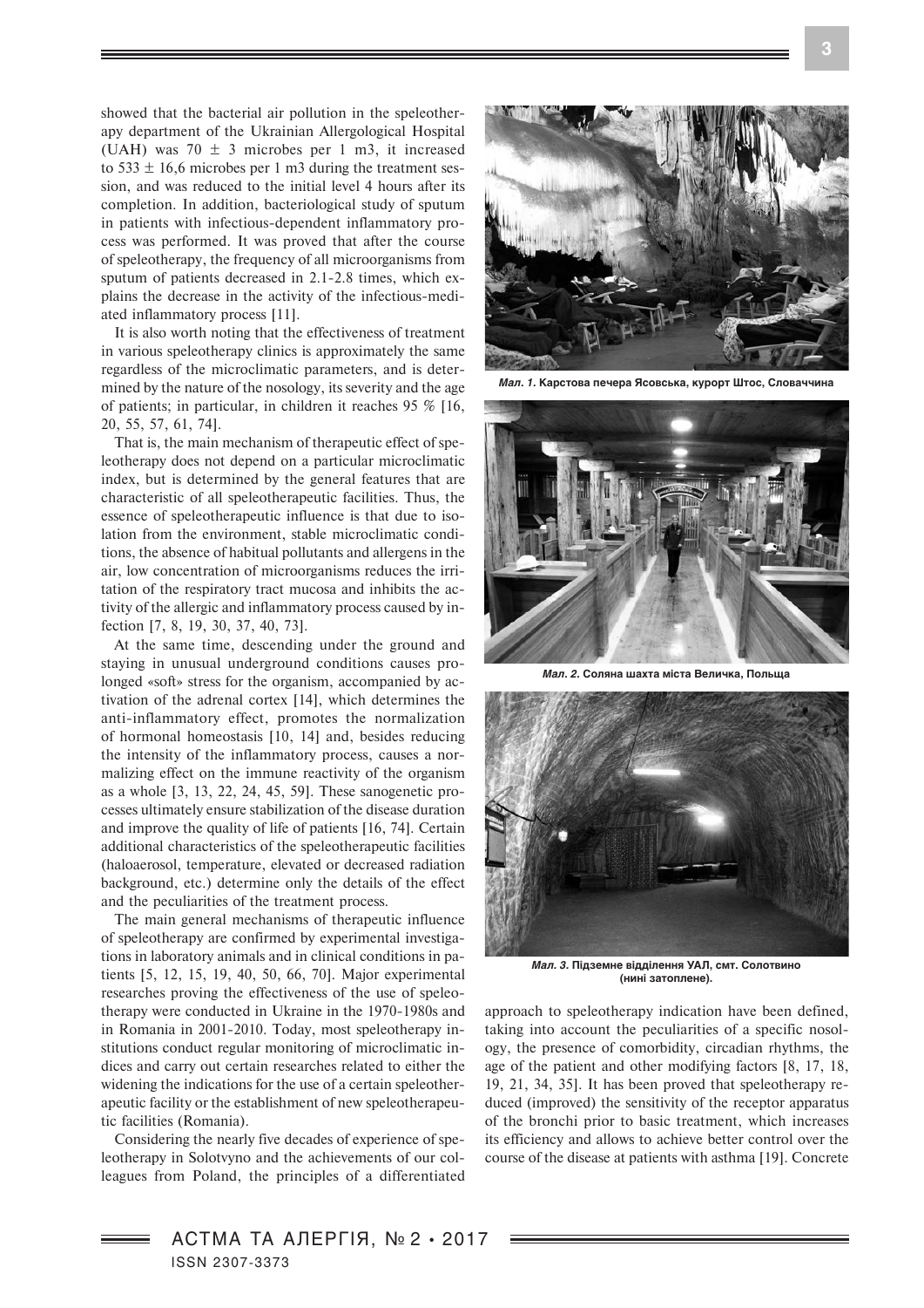showed that the bacterial air pollution in the speleotherapy department of the Ukrainian Allergological Hospital (UAH) was 70 ± 3 microbes per 1 m3, it increased to 533 ± 16,6 microbes per 1 m3 during the treatment session, and was reduced to the initial level 4 hours after its completion. In addition, bacteriological study of sputum in patients with infectious-dependent inflammatory process was performed. It was proved that after the course of speleotherapy, the frequency of all microorganisms from sputum of patients decreased in 2.1-2.8 times, which explains the decrease in the activity of the infectious-mediated inflammatory process [11].

It is also worth noting that the effectiveness of treatment in various speleotherapy clinics is approximately the same regardless of the microclimatic parameters, and is determined by the nature of the nosology, its severity and the age of patients; in particular, in children it reaches 95 % [16, 20, 55, 57, 61, 74].

That is, the main mechanism of therapeutic effect of speleotherapy does not depend on a particular microclimatic index, but is determined by the general features that are characteristic of all speleotherapeutic facilities. Thus, the essence of speleotherapeutic influence is that due to isolation from the environment, stable microclimatic conditions, the absence of habitual pollutants and allergens in the air, low concentration of microorganisms reduces the irritation of the respiratory tract mucosa and inhibits the activity of the allergic and inflammatory process caused by infection [7, 8, 19, 30, 37, 40, 73].

At the same time, descending under the ground and staying in unusual underground conditions causes prolonged «soft» stress for the organism, accompanied by activation of the adrenal cortex [14], which determines the anti-inflammatory effect, promotes the normalization of hormonal homeostasis [10, 14] and, besides reducing the intensity of the inflammatory process, causes a normalizing effect on the immune reactivity of the organism as a whole [3, 13, 22, 24, 45, 59]. These sanogenetic processes ultimately ensure stabilization of the disease duration and improve the quality of life of patients [16, 74]. Certain additional characteristics of the speleotherapeutic facilities (haloaerosol, temperature, elevated or decreased radiation background, etc.) determine only the details of the effect and the peculiarities of the treatment process.

The main general mechanisms of therapeutic influence of speleotherapy are confirmed by experimental investigations in laboratory animals and in clinical conditions in patients [5, 12, 15, 19, 40, 50, 66, 70]. Major experimental researches proving the effectiveness of the use of speleotherapy were conducted in Ukraine in the 1970-1980s and in Romania in 2001-2010. Today, most speleotherapy institutions conduct regular monitoring of microclimatic indices and carry out certain researches related to either the widening the indications for the use of a certain speleotherapeutic facility or the establishment of new speleotherapeutic facilities (Romania).

Considering the nearly five decades of experience of speleotherapy in Solotvyno and the achievements of our colleagues from Poland, the principles of a differentiated approach to speleotherapy indication have been defined, taking into account the peculiarities of a specific nosology, the presence of comorbidity, circadian rhythms, the age of the patient and other modifying factors [8, 17, 18, 19, 21, 34, 35]. It has been proved that speleotherapy reduced (improved) the sensitivity of the receptor apparatus of the bronchi prior to basic treatment, which increases its efficiency and allows to achieve better control over the course of the disease at patients with asthma [19]. Concrete

*Мал. 1.* **Карстова печера Ясовська, курорт Штос, Словаччина**

*Мал. 2.* **Соляна шахта міста Величка, Польща**

*Мал. 3.* **Підземне відділення УАЛ, смт. Солотвино (нині затоплене).**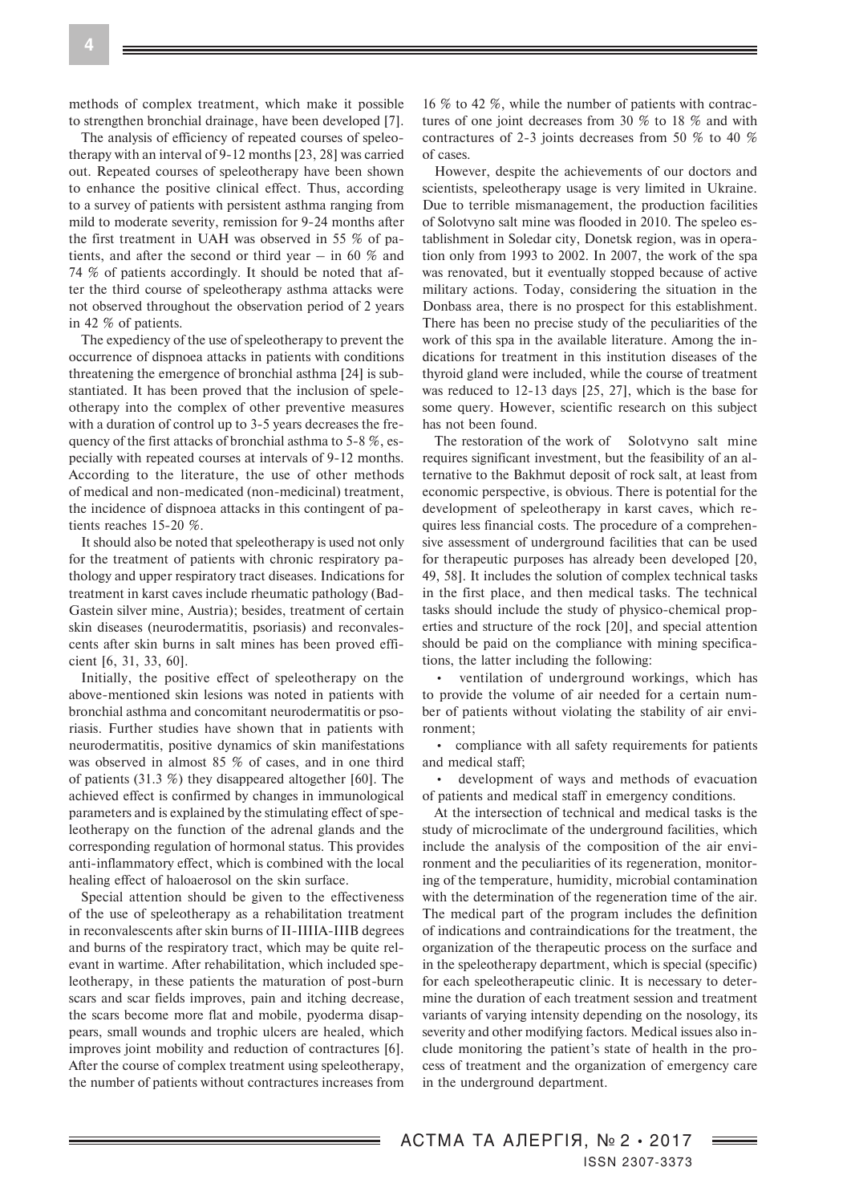methods of complex treatment, which make it possible to strengthen bronchial drainage, have been developed [7].

The analysis of efficiency of repeated courses of speleotherapy with an interval of 9-12 months [23, 28] was carried out. Repeated courses of speleotherapy have been shown to enhance the positive clinical effect. Thus, according to a survey of patients with persistent asthma ranging from mild to moderate severity, remission for 9-24 months after the first treatment in UAH was observed in 55 % of patients, and after the second or third year – in 60 % and 74 % of patients accordingly. It should be noted that after the third course of speleotherapy asthma attacks were not observed throughout the observation period of 2 years in 42 % of patients.

The expediency of the use of speleotherapy to prevent the occurrence of dispnoea attacks in patients with conditions threatening the emergence of bronchial asthma [24] is substantiated. It has been proved that the inclusion of speleotherapy into the complex of other preventive measures with a duration of control up to 3-5 years decreases the frequency of the first attacks of bronchial asthma to 5-8 %, especially with repeated courses at intervals of 9-12 months. According to the literature, the use of other methods of medical and non-medicated (non-medicinal) treatment, the incidence of dispnoea attacks in this contingent of patients reaches 15-20 %.

It should also be noted that speleotherapy is used not only for the treatment of patients with chronic respiratory pathology and upper respiratory tract diseases. Indications for treatment in karst caves include rheumatic pathology (Bad-Gastein silver mine, Austria); besides, treatment of certain skin diseases (neurodermatitis, psoriasis) and reconvalescents after skin burns in salt mines has been proved efficient [6, 31, 33, 60].

Initially, the positive effect of speleotherapy on the above-mentioned skin lesions was noted in patients with bronchial asthma and concomitant neurodermatitis or psoriasis. Further studies have shown that in patients with neurodermatitis, positive dynamics of skin manifestations was observed in almost 85 % of cases, and in one third of patients (31.3 %) they disappeared altogether [60]. The achieved effect is confirmed by changes in immunological parameters and is explained by the stimulating effect of speleotherapy on the function of the adrenal glands and the corresponding regulation of hormonal status. This provides anti-inflammatory effect, which is combined with the local healing effect of haloaerosol on the skin surface.

Special attention should be given to the effectiveness of the use of speleotherapy as a rehabilitation treatment in reconvalescents after skin burns of II-IIIA-IIIB degrees and burns of the respiratory tract, which may be quite relevant in wartime. After rehabilitation, which included speleotherapy, in these patients the maturation of post-burn scars and scar fields improves, pain and itching decrease, the scars become more flat and mobile, pyoderma disappears, small wounds and trophic ulcers are healed, which improves joint mobility and reduction of contractures [6]. After the course of complex treatment using speleotherapy, the number of patients without contractures increases from 16 % to 42 %, while the number of patients with contractures of one joint decreases from 30 % to 18 % and with contractures of 2-3 joints decreases from 50 % to 40 % of cases.

However, despite the achievements of our doctors and scientists, speleotherapy usage is very limited in Ukraine. Due to terrible mismanagement, the production facilities of Solotvyno salt mine was flooded in 2010. The speleo establishment in Soledar city, Donetsk region, was in operation only from 1993 to 2002. In 2007, the work of the spa was renovated, but it eventually stopped because of active military actions. Today, considering the situation in the Donbass area, there is no prospect for this establishment. There has been no precise study of the peculiarities of the work of this spa in the available literature. Among the indications for treatment in this institution diseases of the thyroid gland were included, while the course of treatment was reduced to 12-13 days [25, 27], which is the base for some query. However, scientific research on this subject has not been found.

The restoration of the work of Solotvyno salt mine requires significant investment, but the feasibility of an alternative to the Bakhmut deposit of rock salt, at least from economic perspective, is obvious. There is potential for the development of speleotherapy in karst caves, which requires less financial costs. The procedure of a comprehensive assessment of underground facilities that can be used for therapeutic purposes has already been developed [20, 49, 58]. It includes the solution of complex technical tasks in the first place, and then medical tasks. The technical tasks should include the study of physico-chemical properties and structure of the rock [20], and special attention should be paid on the compliance with mining specifications, the latter including the following:

- ventilation of underground workings, which has to provide the volume of air needed for a certain number of patients without violating the stability of air environment;
- compliance with all safety requirements for patients and medical staff;
- development of ways and methods of evacuation of patients and medical staff in emergency conditions.

At the intersection of technical and medical tasks is the study of microclimate of the underground facilities, which include the analysis of the composition of the air environment and the peculiarities of its regeneration, monitoring of the temperature, humidity, microbial contamination with the determination of the regeneration time of the air. The medical part of the program includes the definition of indications and contraindications for the treatment, the organization of the therapeutic process on the surface and in the speleotherapy department, which is special (specific) for each speleotherapeutic clinic. It is necessary to determine the duration of each treatment session and treatment variants of varying intensity depending on the nosology, its severity and other modifying factors. Medical issues also include monitoring the patient's state of health in the process of treatment and the organization of emergency care in the underground department.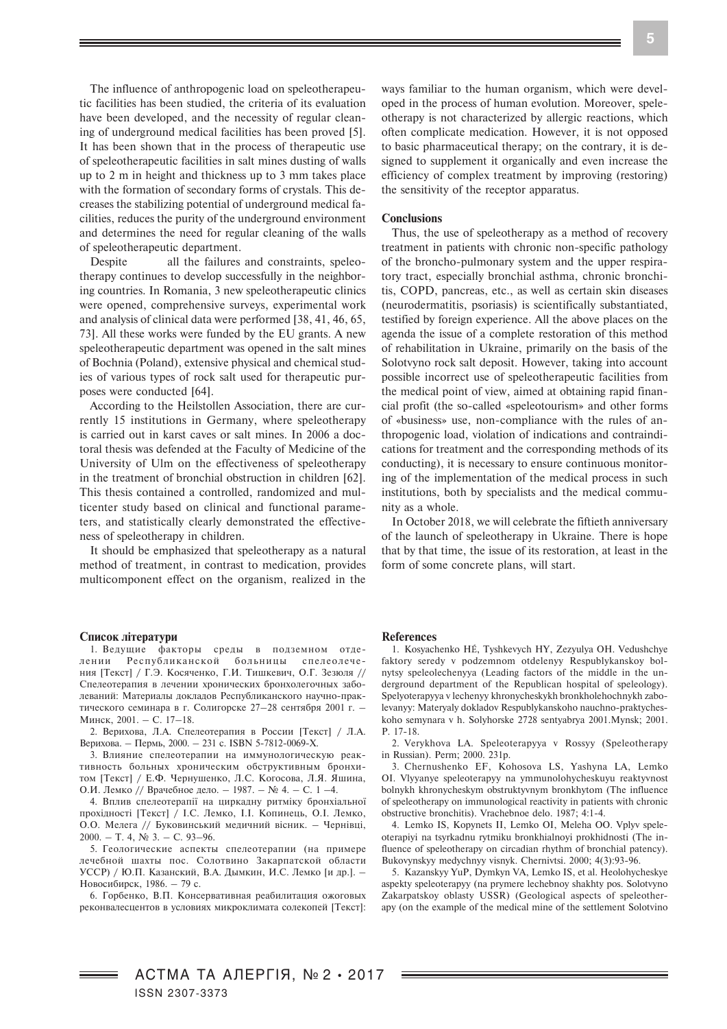The influence of anthropogenic load on speleotherapeutic facilities has been studied, the criteria of its evaluation have been developed, and the necessity of regular cleaning of underground medical facilities has been proved [5]. It has been shown that in the process of therapeutic use of speleotherapeutic facilities in salt mines dusting of walls up to 2 m in height and thickness up to 3 mm takes place with the formation of secondary forms of crystals. This decreases the stabilizing potential of underground medical facilities, reduces the purity of the underground environment and determines the need for regular cleaning of the walls of speleotherapeutic department.

Despite all the failures and constraints, speleotherapy continues to develop successfully in the neighboring countries. In Romania, 3 new speleotherapeutic clinics were opened, comprehensive surveys, experimental work and analysis of clinical data were performed [38, 41, 46, 65, 73]. All these works were funded by the EU grants. A new speleotherapeutic department was opened in the salt mines of Bochnia (Poland), extensive physical and chemical studies of various types of rock salt used for therapeutic purposes were conducted [64].

According to the Heilstollen Association, there are currently 15 institutions in Germany, where speleotherapy is carried out in karst caves or salt mines. In 2006 a doctoral thesis was defended at the Faculty of Medicine of the University of Ulm on the effectiveness of speleotherapy in the treatment of bronchial obstruction in children [62]. This thesis contained a controlled, randomized and multicenter study based on clinical and functional parameters, and statistically clearly demonstrated the effectiveness of speleotherapy in children.

It should be emphasized that speleotherapy as a natural method of treatment, in contrast to medication, provides multicomponent effect on the organism, realized in the ways familiar to the human organism, which were developed in the process of human evolution. Moreover, speleotherapy is not characterized by allergic reactions, which often complicate medication. However, it is not opposed to basic pharmaceutical therapy; on the contrary, it is designed to supplement it organically and even increase the efficiency of complex treatment by improving (restoring) the sensitivity of the receptor apparatus.

## Conclusions

Thus, the use of speleotherapy as a method of recovery treatment in patients with chronic non-specific pathology of the broncho-pulmonary system and the upper respiratory tract, especially bronchial asthma, chronic bronchitis, COPD, pancreas, etc., as well as certain skin diseases (neurodermatitis, psoriasis) is scientifically substantiated, testified by foreign experience. All the above places on the agenda the issue of a complete restoration of this method of rehabilitation in Ukraine, primarily on the basis of the Solotvyno rock salt deposit. However, taking into account possible incorrect use of speleotherapeutic facilities from the medical point of view, aimed at obtaining rapid financial profit (the so-called «speleotourism» and other forms of «business» use, non-compliance with the rules of anthropogenic load, violation of indications and contraindications for treatment and the corresponding methods of its conducting), it is necessary to ensure continuous monitoring of the implementation of the medical process in such institutions, both by specialists and the medical community as a whole.

In October 2018, we will celebrate the fiftieth anniversary of the launch of speleotherapy in Ukraine. There is hope that by that time, the issue of its restoration, at least in the form of some concrete plans, will start.

## Список літератури

1. Ведущие факторы среды в подземном отделении Республиканской больницы спелеолечения [Текст] / Г.Э. Косяченко, Г.И. Тишкевич, О.Г. Зезюля // Спелеотерапия в лечении хронических бронхолегочных заболеваний: Материалы докладов Республиканского научно-практического семинара в г. Солигорске 27–28 сентября 2001 г. – Минск, 2001. – С. 17–18.
2. Верихова, Л.А. Спелеотерапия в России [Текст] / Л.А. Верихова. – Пермь, 2000. – 231 с. ISBN 5-7812-0069-X.
3. Влияние спелеотерапии на иммунологическую реактивность больных хроническим обструктивным бронхитом [Текст] / Е.Ф. Чернушенко, Л.С. Когосова, Л.Я. Яшина, О.И. Лемко // Врачебное дело. – 1987. – № 4. – С. 1 –4.
4. Вплив спелеотерапії на циркадну ритміку бронхіальної прохідності [Текст] / І.С. Лемко, І.І. Копинець, О.І. Лемко, О.О. Мелега // Буковинський медичний вісник. – Чернівці, 2000. – Т. 4, № 3. – С. 93–96.
5. Геологические аспекты спелеотерапии (на примере лечебной шахты пос. Солотвино Закарпатской области УССР) / Ю.П. Казанский, В.А. Дымкин, И.С. Лемко [и др.]. – Новосибирск, 1986. – 79 с.
6. Горбенко, В.П. Консервативная реабилитация ожоговых реконвалесцентов в условиях микроклимата солекопей [Текст]:

## References

1. Kosyachenko HÉ, Tyshkevych HY, Zezyulya OH. Vedushchye faktory seredy v podzemnom otdelenyy Respublykanskoy bolnytsy speleolechenyya (Leading factors of the middle in the underground department of the Republican hospital of speleology). Spelyoterapyya v lechenyy khronycheskykh bronkholehochnykh zabolevanyy: Materyaly dokladov Respublykanskoho nauchno-praktycheskoho semynara v h. Solyhorske 2728 sentyabrya 2001.Mynsk; 2001. P. 17-18.
2. Verykhova LA. Speleoterapyya v Rossyy (Speleotherapy in Russian). Perm; 2000. 231p.
3. Chernushenko EF, Kohosova LS, Yashyna LA, Lemko OI. Vlyyanye speleoterapyy na ymmunolohycheskuyu reaktyvnost bolnykh khronycheskym obstruktyvnym bronkhytom (The influence of speleotherapy on immunological reactivity in patients with chronic obstructive bronchitis). Vrachebnoe delo. 1987; 4:1-4.
4. Lemko IS, Kopynets II, Lemko OI, Meleha OO. Vplyv speleoterapiyi na tsyrkadnu rytmiku bronkhialnoyi prokhidnosti (The influence of speleotherapy on circadian rhythm of bronchial patency). Bukovynskyy medychnyy visnyk. Chernivtsi. 2000; 4(3):93-96.
5. Kazanskyy YuP, Dymkyn VA, Lemko IS, et al. Heolohycheskye aspekty speleoterapyy (na prymere lechebnoy shakhty pos. Solotvyno Zakarpatskoy oblasty USSR) (Geological aspects of speleotherapy (on the example of the medical mine of the settlement Solotvino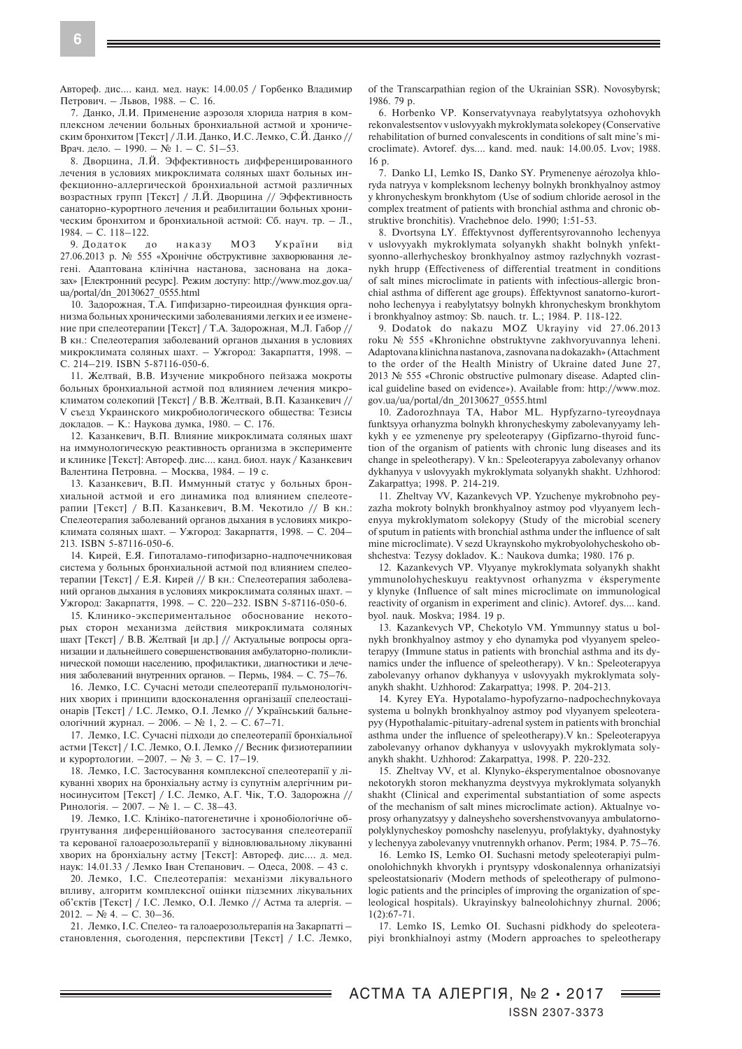Автореф. дис.... канд. мед. наук: 14.00.05 / Горбенко Владимир Петрович. – Львов, 1988. – С. 16.

7. Данко, Л.И. Применение аэрозоля хлорида натрия в комплексном лечении больных бронхиальной астмой и хроническим бронхитом [Текст] / Л.И. Данко, И.С. Лемко, С.Й. Данко // Врач. дело. – 1990. – № 1. – С. 51–53.

8. Дворцина, Л.Й. Эффективность дифференцированного лечения в условиях микроклимата соляных шахт больных инфекционно-аллергической бронхиальной астмой различных возрастных групп [Текст] / Л.Й. Дворцина // Эффективность санаторно-курортного лечения и реабилитации больных хроническим бронхитом и бронхиальной астмой: Сб. науч. тр. – Л., 1984. – С. 118–122.

9. Додаток до наказу МОЗ України від 27.06.2013 р. № 555 «Хронічне обструктивне захворювання легені. Адаптована клінічна настанова, заснована на доказах» [Електронний ресурс]. Режим доступу: http://www.moz.gov.ua/ua/portal/dn_20130627_0555.html

10. Задорожная, Т.А. Гипфизарно-тиреоидная функция организма больных хроническими заболеваниями легких и ее изменение при спелеотерапии [Текст] / Т.А. Задорожная, М.Л. Габор // В кн.: Спелеотерапия заболеваний органов дыхания в условиях микроклимата соляных шахт. – Ужгород: Закарпаття, 1998. – С. 214–219. ISBN 5-87116-050-6.

11. Желтвай, В.В. Изучение микробного пейзажа мокроты больных бронхиальной астмой под влиянием лечения микроклиматом солекопий [Текст] / В.В. Желтвай, В.П. Казанкевич // V съезд Украинского микробиологического общества: Тезисы докладов. – К.: Наукова думка, 1980. – С. 176.

12. Казанкевич, В.П. Влияние микроклимата соляных шахт на иммунологическую реактивность организма в эксперименте и клинике [Текст]: Автореф. дис.... канд. биол. наук / Казанкевич Валентина Петровна. – Москва, 1984. – 19 с.

13. Казанкевич, В.П. Иммунный статус у больных бронхиальной астмой и его динамика под влиянием спелеотерапии [Текст] / В.П. Казанкевич, В.М. Чекотило // В кн.: Спелеотерапия заболеваний органов дыхания в условиях микроклимата соляных шахт. – Ужгород: Закарпаття, 1998. – С. 204–213. ISBN 5-87116-050-6.

14. Кирей, Е.Я. Гипоталамо-гипофизарно-надпочечниковая система у больных бронхиальной астмой под влиянием спелеотерапии [Текст] / Е.Я. Кирей // В кн.: Спелеотерапия заболеваний органов дыхания в условиях микроклимата соляных шахт. – Ужгород: Закарпаття, 1998. – С. 220–232. ISBN 5-87116-050-6.

15. Клинико-экспериментальное обоснование некоторых сторон механизма действия микроклимата соляных шахт [Текст] / В.В. Желтвай [и др.] // Актуальные вопросы организации и дальнейшего совершенствования амбулаторно-поликлинической помощи населению, профилактики, диагностики и лечения заболеваний внутренних органов. – Пермь, 1984. – С. 75–76.

16. Лемко, І.С. Сучасні методи спелеотерапії пульмонологічних хворих і принципи вдосконалення організації спелеостаціонарів [Текст] / І.С. Лемко, О.І. Лемко // Український бальнеологічний журнал. – 2006. – № 1, 2. – С. 67–71.

17. Лемко, І.С. Сучасні підходи до спелеотерапії бронхіальної астми [Текст] / І.С. Лемко, О.І. Лемко // Весник физиотерапии и курортологии. –2007. – № 3. – С. 17–19.

18. Лемко, І.С. Застосування комплексної спелеотерапії у лікуванні хворих на бронхіальну астму із супутнім алергічним риносинуситом [Текст] / І.С. Лемко, А.Г. Чік, Т.О. Задорожна // Ринологія. – 2007. – № 1. – С. 38–43.

19. Лемко, І.С. Клініко-патогенетичне і хронобіологічне обгрунтування диференційованого застосування спелеотерапії та керованої галоаерозольтерапії у відновлювальному лікуванні хворих на бронхіальну астму [Текст]: Автореф. дис.... д. мед. наук: 14.01.33 / Лемко Іван Степанович. – Одеса, 2008. – 43 с.

20. Лемко, І.С. Спелеотерапія: механізми лікувального впливу, алгоритм комплексної оцінки підземних лікувальних об'єктів [Текст] / І.С. Лемко, О.І. Лемко // Астма та алергія. – 2012. – № 4. – С. 30–36.

21. Лемко, І.С. Спелео- та галоаерозольтерапія на Закарпатті – становлення, сьогодення, перспективи [Текст] / І.С. Лемко, of the Transcarpathian region of the Ukrainian SSR). Novosybyrsk; 1986. 79 p.

6. Horbenko VP. Konservatyvnaya reabylytatsyya ozhohovykh rekonvalestsentov v uslovyyakh mykroklymata solekopey (Conservative rehabilitation of burned convalescents in conditions of salt mine's microclimate). Avtoref. dys.... kand. med. nauk: 14.00.05. Lvov; 1988. 16 p.

7. Danko LI, Lemko IS, Danko SY. Prymenenye aérozolya khloryda natryya v kompleksnom lechenyy bolnykh bronkhyalnoy astmoy y khronycheskym bronkhytom (Use of sodium chloride aerosol in the complex treatment of patients with bronchial asthma and chronic obstruktive bronchitis). Vrachebnoe delo. 1990; 1:51-53.

8. Dvortsyna LY. Éffektyvnost dyfferentsyrovannoho lechenyya v uslovyyakh mykroklymata solyanykh shakht bolnykh ynfektsyonno-allerhycheskoy bronkhyalnoy astmoy razlychnykh vozrastnykh hrupp (Effectiveness of differential treatment in conditions of salt mines microclimate in patients with infectious-allergic bronchial asthma of different age groups). Éffektyvnost sanatorno-kurortnoho lechenyya i reabylytatsyy bolnykh khronycheskym bronkhytom i bronkhyalnoy astmoy: Sb. nauch. tr. L.; 1984. P. 118-122.

9. Dodatok do nakazu MOZ Ukrayiny vid 27.06.2013 roku № 555 «Khronichne obstruktyvne zakhvoryuvannya leheni. Adaptovana klinichna nastanova, zasnovana na dokazakh» (Attachment to the order of the Health Ministry of Ukraine dated June 27, 2013 № 555 «Chronic obstructive pulmonary disease. Adapted clinical guideline based on evidence»). Available from: http://www.moz.gov.ua/ua/portal/dn_20130627_0555.html

10. Zadorozhnaya TA, Habor ML. Hypfyzarno-tyreoydnaya funktsyya orhanyzma bolnykh khronycheskymy zabolevanyyamy lehkykh y ee yzmenenye pry speleoterapyy (Gipfizarno-thyroid function of the organism of patients with chronic lung diseases and its change in speleotherapy). V kn.: Speleoterapyya zabolevanyy orhanov dykhanyya v uslovyyakh mykroklymata solyanykh shakht. Uzhhorod: Zakarpattya; 1998. P. 214-219.

11. Zheltvay VV, Kazankevych VP. Yzuchenye mykrobnoho peyzazha mokroty bolnykh bronkhyalnoy astmoy pod vlyyanyem lechenyya mykroklymatom solekopyy (Study of the microbial scenery of sputum in patients with bronchial asthma under the influence of salt mine microclimate). V sezd Ukraynskoho mykrobyolohycheskoho obshchestva: Tezysy dokladov. K.: Naukova dumka; 1980. 176 p.

12. Kazankevych VP. Vlyyanye mykroklymata solyanykh shakht ymmunolohycheskuyu reaktyvnost orhanyzma v éksperymente y klynyke (Influence of salt mines microclimate on immunological reactivity of organism in experiment and clinic). Avtoref. dys.... kand. byol. nauk. Moskva; 1984. 19 p.

13. Kazankevych VP, Chekotylo VM. Ymmunnyy status u bolnykh bronkhyalnoy astmoy y eho dynamyka pod vlyyanyem speleoterapyy (Immune status in patients with bronchial asthma and its dynamics under the influence of speleotherapy). V kn.: Speleoterapyya zabolevanyy orhanov dykhanyya v uslovyyakh mykroklymata solyanykh shakht. Uzhhorod: Zakarpattya; 1998. P. 204-213.

14. Kyrey EYa. Hypotalamo-hypofyzarno-nadpochechnykovaya systema u bolnykh bronkhyalnoy astmoy pod vlyyanyem speleoterapyy (Hypothalamic-pituitary-adrenal system in patients with bronchial asthma under the influence of speleotherapy).V kn.: Speleoterapyya zabolevanyy orhanov dykhanyya v uslovyyakh mykroklymata solyanykh shakht. Uzhhorod: Zakarpattya, 1998. P. 220-232.

15. Zheltvay VV, et al. Klynyko-éksperymentalnoe obosnovanye nekotorykh storon mekhanyzma deystvyya mykroklymata solyanykh shakht (Clinical and experimental substantiation of some aspects of the mechanism of salt mines microclimate action). Aktualnye voprosy orhanyzatsyy y dalneysheho sovershenstvovanyya ambulatorno-polyklynycheskoy pomoshchy naselenyyu, profylaktyky, dyahnostyky y lechenyya zabolevanyy vnutrennykh orhanov. Perm; 1984. P. 75–76.

16. Lemko IS, Lemko OI. Suchasni metody speleoterapiyi pulmonolohichnykh khvorykh i pryntsypy vdoskonalennya orhanizatsiyi speleostatsionariv (Modern methods of speleotherapy of pulmonologic patients and the principles of improving the organization of speleological hospitals). Ukrayinskyy balneolohichnyy zhurnal. 2006; 1(2):67-71.

17. Lemko IS, Lemko OI. Suchasni pidkhody do speleoterapiyi bronkhialnoyi astmy (Modern approaches to speleotherapy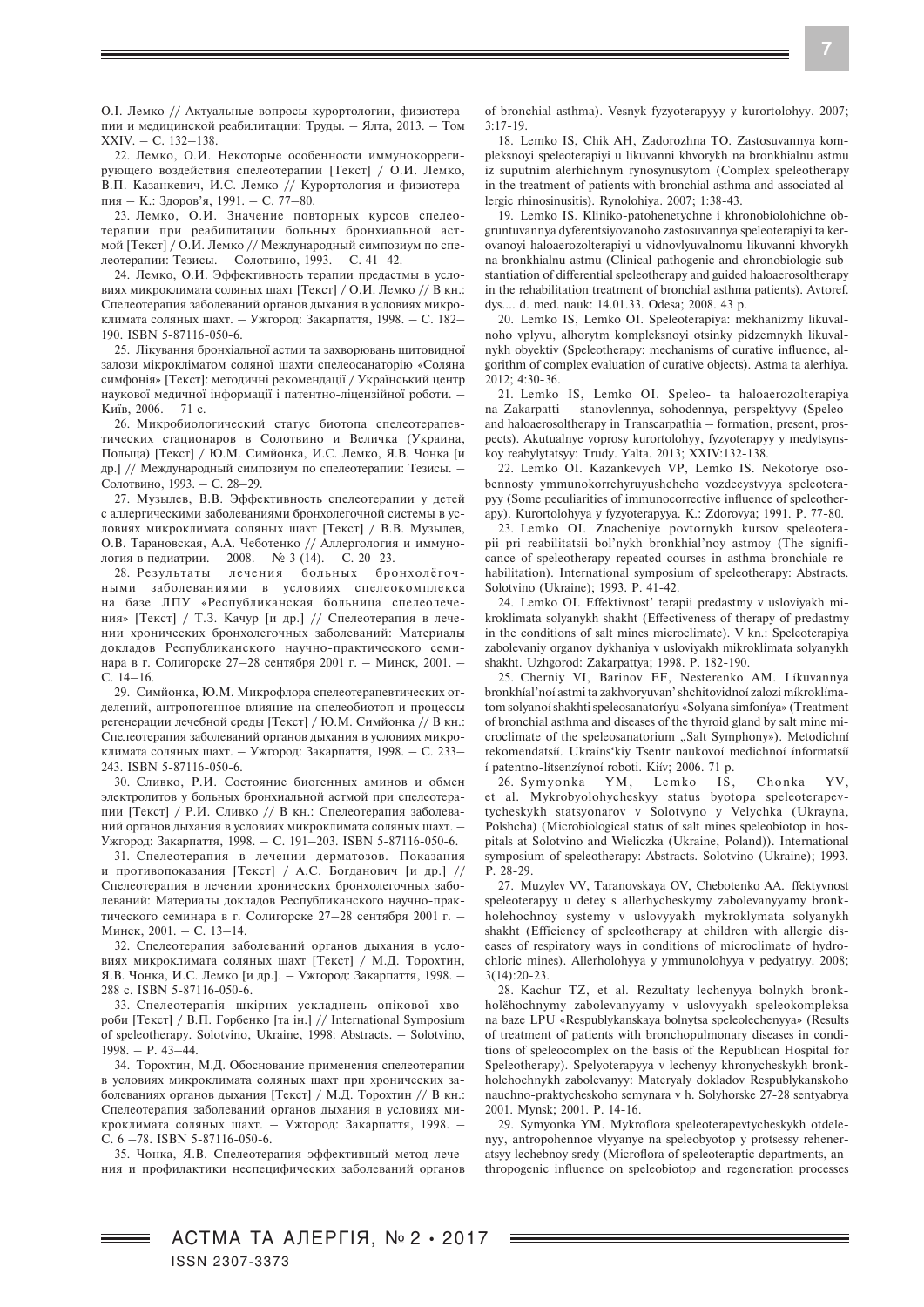О.І. Лемко // Актуальные вопросы курортологии, физиотерапии и медицинской реабилитации: Труды. – Ялта, 2013. – Том XXIV. – С. 132–138.

22. Лемко, О.И. Некоторые особенности иммунокоррегирующего воздействия спелеотерапии [Текст] / О.И. Лемко, В.П. Казанкевич, И.С. Лемко // Курортология и физиотерапия – К.: Здоров'я, 1991. – С. 77–80.

23. Лемко, О.И. Значение повторных курсов спелеотерапии при реабилитации больных бронхиальной астмой [Текст] / О.И. Лемко // Международный симпозиум по спелеотерапии: Тезисы. – Солотвино, 1993. – С. 41–42.

24. Лемко, О.И. Эффективность терапии предастмы в условиях микроклимата соляных шахт [Текст] / О.И. Лемко // В кн.: Спелеотерапия заболеваний органов дыхания в условиях микроклимата соляных шахт. – Ужгород: Закарпаття, 1998. – С. 182–190. ISBN 5-87116-050-6.

25. Лікування бронхіальної астми та захворювань щитовидної залози мікрокліматом соляної шахти спелеосанаторію «Соляна симфонія» [Текст]: методичні рекомендації / Український центр наукової медичної інформації і патентно-ліцензійної роботи. – Київ, 2006. – 71 с.

26. Микробиологический статус биотопа спелеотерапевтических стационаров в Солотвино и Величка (Украина, Польша) [Текст] / Ю.М. Симйонка, И.С. Лемко, Я.В. Чонка [и др.] // Международный симпозиум по спелеотерапии: Тезисы. – Солотвино, 1993. – С. 28–29.

27. Музылев, В.В. Эффективность спелеотерапии у детей с аллергическими заболеваниями бронхолегочной системы в условиях микроклимата соляных шахт [Текст] / В.В. Музылев, О.В. Тарановская, А.А. Чеботенко // Аллергология и иммунология в педиатрии. – 2008. – № 3 (14). – С. 20–23.

28. Результаты лечения больных бронхолёгочными заболеваниями в условиях спелеокомплекса на базе ЛПУ «Республиканская больница спелеолечения» [Текст] / Т.З. Качур [и др.] // Спелеотерапия в лечении хронических бронхолегочных заболеваний: Материалы докладов Республиканского научно-практического семинара в г. Солигорске 27–28 сентября 2001 г. – Минск, 2001. – С. 14–16.

29. Симйонка, Ю.М. Микрофлора спелеотерапевтических отделений, антропогенное влияние на спелеобиотоп и процессы регенерации лечебной среды [Текст] / Ю.М. Симйонка // В кн.: Спелеотерапия заболеваний органов дыхания в условиях микроклимата соляных шахт. – Ужгород: Закарпаття, 1998. – С. 233–243. ISBN 5-87116-050-6.

30. Сливко, Р.И. Состояние биогенных аминов и обмен электролитов у больных бронхиальной астмой при спелеотерапии [Текст] / Р.И. Сливко // В кн.: Спелеотерапия заболеваний органов дыхания в условиях микроклимата соляных шахт. – Ужгород: Закарпаття, 1998. – С. 191–203. ISBN 5-87116-050-6.

31. Спелеотерапия в лечении дерматозов. Показания и противопоказания [Текст] / А.С. Богданович [и др.] // Спелеотерапия в лечении хронических бронхолегочных заболеваний: Материалы докладов Республиканского научно-практического семинара в г. Солигорске 27–28 сентября 2001 г. – Минск, 2001. – С. 13–14.

32. Спелеотерапия заболеваний органов дыхания в условиях микроклимата соляных шахт [Текст] / М.Д. Торохтин, Я.В. Чонка, И.С. Лемко [и др.]. – Ужгород: Закарпаття, 1998. – 288 с. ISBN 5-87116-050-6.

33. Спелеотерапія шкірних ускладнень опікової хвороби [Текст] / В.П. Горбенко [та ін.] // International Symposium of speleotherapy. Solotvino, Ukraine, 1998: Abstracts. – Solotvino, 1998. – P. 43–44.

34. Торохтин, М.Д. Обоснование применения спелеотерапии в условиях микроклимата соляных шахт при хронических заболеваниях органов дыхания [Текст] / М.Д. Торохтин // В кн.: Спелеотерапия заболеваний органов дыхания в условиях микроклимата соляных шахт. – Ужгород: Закарпаття, 1998. – С. 6 –78. ISBN 5-87116-050-6.

35. Чонка, Я.В. Спелеотерапия эффективный метод лечения и профилактики неспецифических заболеваний органов of bronchial asthma). Vesnyk fyzyoterapyyy y kurortolohyy. 2007; 3:17-19.

18. Lemko IS, Chik AH, Zadorozhna TO. Zastosuvannya kompleksnoyi speleoterapiyi u likuvanni khvorykh na bronkhialnu astmu iz suputnim alerhichnym rynosynusytom (Complex speleotherapy in the treatment of patients with bronchial asthma and associated allergic rhinosinusitis). Rynolohiya. 2007; 1:38-43.

19. Lemko IS. Kliniko-patohenetychne i khronobiolohichne obgruntuvannya dyferentsiyovanoho zastosuvannya speleoterapiyi ta kerovanoyi haloaerozolterapiyi u vidnovlyuvalnomu likuvanni khvorykh na bronkhialnu astmu (Clinical-pathogenic and chronobiologic substantiation of differential speleotherapy and guided haloaerosoltherapy in the rehabilitation treatment of bronchial asthma patients). Avtoref. dys.... d. med. nauk: 14.01.33. Odesa; 2008. 43 p.

20. Lemko IS, Lemko OI. Speleoterapiya: mekhanizmy likuvalnoho vplyvu, alhorytm kompleksnoyi otsinky pidzemnykh likuvalnykh obyektiv (Speleotherapy: mechanisms of curative influence, algorithm of complex evaluation of curative objects). Astma ta alerhiya. 2012; 4:30-36.

21. Lemko IS, Lemko OI. Speleo- ta haloaerozolterapiya na Zakarpatti – stanovlennya, sohodennya, perspektyvy (Speleo- and haloaerosoltherapy in Transcarpathia – formation, present, prospects). Akutualnye voprosy kurortolohyy, fyzyoterapyy y medytsynskoy reabylytatsyy: Trudy. Yalta. 2013; XXIV:132-138.

22. Lemko OI, Kazankevych VP, Lemko IS. Nekotorye osobennosty ymmunokorrehyruyushcheho vozdeeystvyya speleoterapyy (Some peculiarities of immunocorrective influence of speleotherapy). Kurortolohyya y fyzyoterapyya. K.: Zdorovya; 1991. P. 77-80.

23. Lemko OI. Znacheniye povtornykh kursov speleoterapii pri reabilitatsii bol'nykh bronkhial'noy astmoy (The significance of speleotherapy repeated courses in asthma bronchiale rehabilitation). International symposium of speleotherapy: Abstracts. Solotvino (Ukraine); 1993. P. 41-42.

24. Lemko OI. Effektivnost' terapii predastmy v usloviyakh mikroklimata solyanykh shakht (Effectiveness of therapy of predastmy in the conditions of salt mines microclimate). V kn.: Speleoterapiya zabolevaniy organov dykhaniya v usloviyakh mikroklimata solyanykh shakht. Uzhgorod: Zakarpattya; 1998. P. 182-190.

25. Cherniy VI, Barinov EF, Nesterenko AM. Líkuvannya bronkhíal'noí astmi ta zakhvoryuvan' shchitovidnoí zalozi míkroklímatom solyanoí shakhti speleosanatoríyu «Solyana simfoníya» (Treatment of bronchial asthma and diseases of the thyroid gland by salt mine microclimate of the speleosanatorium „Salt Symphony»). Metodichní rekomendatsíí. Ukraíns'kiy Tsentr naukovoí medichnoí ínformatsíí í patentno-lítsenzíynoí roboti. Kiív; 2006. 71 p.

26. Symyonka YM, Lemko IS, Chonka YV, et al. Mykrobyolohycheskyy status byotopa speleoterapevtycheskykh statsyonarov v Solotvyno y Velychka (Ukrayna, Polshcha) (Microbiological status of salt mines speleobiotop in hospitals at Solotvino and Wieliczka (Ukraine, Poland)). International symposium of speleotherapy: Abstracts. Solotvino (Ukraine); 1993. P. 28-29.

27. Muzylev VV, Taranovskaya OV, Chebotenko AA. ffektyvnost speleoterapyy u detey s allerhycheskymy zabolevanyyamy bronkholehochnoy systemy v uslovyyakh mykroklymata solyanykh shakht (Efficiency of speleotherapy at children with allergic diseases of respiratory ways in conditions of microclimate of hydrochloric mines). Allerholohyya y ymmunolohyya v pedyatryy. 2008; 3(14):20-23.

28. Kachur TZ, et al. Rezultaty lechenyya bolnykh bronkholёchochnymy zabolevanyyamy v uslovyyakh speleokompleksa na baze LPU «Respublykanskaya bolnytsa speleolechenyya» (Results of treatment of patients with bronchopulmonary diseases in conditions of speleocomplex on the basis of the Republican Hospital for Speleotherapy). Spelyoterapyya v lechenyy khronycheskykh bronkholehochnykh zabolevanyy: Materyaly dokladov Respublykanskoho nauchno-praktycheskoho semynara v h. Solyhorske 27-28 sentyabrya 2001. Mynsk; 2001. P. 14-16.

29. Symyonka YM. Mykroflora speleoterapevtycheskykh otdelenyy, antropohennoe vlyyanye na speleobyotop y protsessy reheneratsyy lechebnoy sredy (Microflora of speleoteraptic departments, anthropogenic influence on speleobiotop and regeneration processes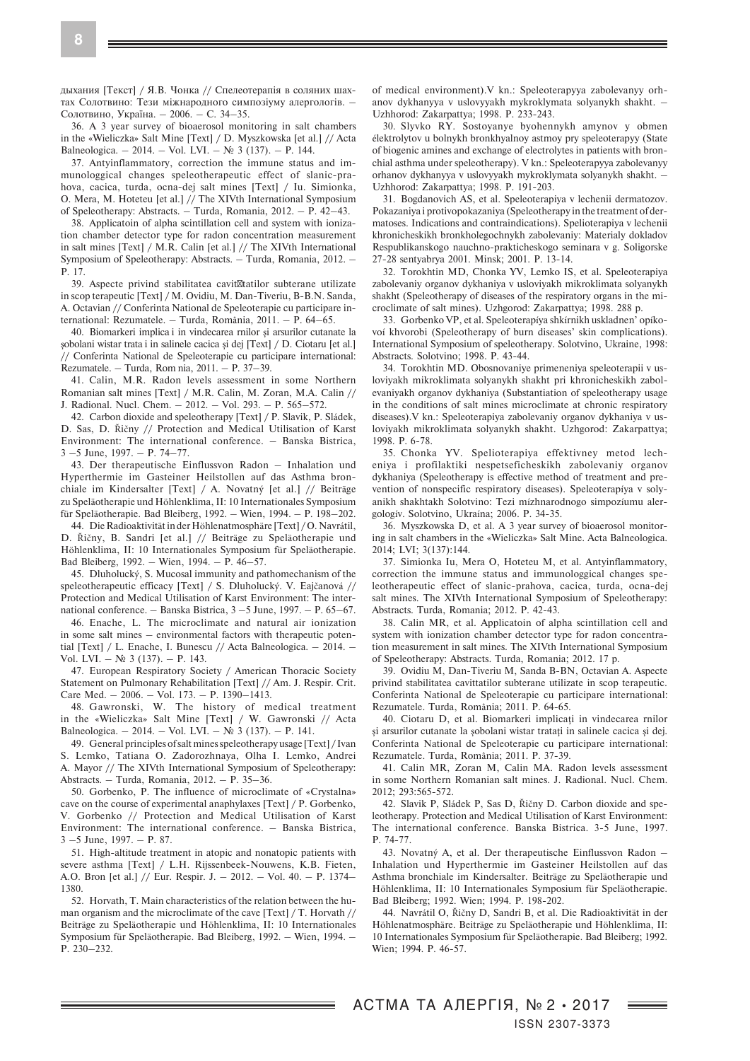дыхания [Текст] / Я.В. Чонка // Спелеотерапія в соляних шахтах Солотвино: Тези міжнародного симпозіуму алергологів. — Солотвино, Україна. — 2006. — С. 34–35.

36. A 3 year survey of bioaerosol monitoring in salt chambers in the «Wieliczka» Salt Mine [Text] / D. Myszkowska [et al.] // Acta Balneologica. — 2014. — Vol. LVI. — № 3 (137). — P. 144.

37. Antyinflammatory, correction the immune status and immunologgical changes speleotherapeutic effect of slanic-prahova, cacica, turda, ocna-dej salt mines [Text] / Iu. Simionka, O. Mera, M. Hoteteu [et al.] // The XIVth International Symposium of Speleotherapy: Abstracts. — Turda, Romania, 2012. — P. 42–43.

38. Applicatoin of alpha scintillation cell and system with ionization chamber detector type for radon concentration measurement in salt mines [Text] / M.R. Calin [et al.] // The XIVth International Symposium of Speleotherapy: Abstracts. — Turda, Romania, 2012. — P. 17.

39. Aspecte privind stabilitatea cavittatilor subterane utilizate in scop terapeutic [Text] / M. Ovidiu, M. Dan-Tiveriu, B-B.N. Sanda, A. Octavian // Conferinta National de Speleoterapie cu participare international: Rezumatele. — Turda, România, 2011. — P. 64–65.

40. Biomarkeri implica i in vindecarea rnilor şi arsurilor cutanate la şobolani wistar trata i in salinele cacica şi dej [Text] / D. Ciotaru [et al.] // Conferinta National de Speleoterapie cu participare international: Rezumatele. — Turda, Rom nia, 2011. — P. 37–39.

41. Calin, M.R. Radon levels assessment in some Northern Romanian salt mines [Text] / M.R. Calin, M. Zoran, M.A. Calin // J. Radional. Nucl. Chem. — 2012. — Vol. 293. — P. 565–572.

42. Carbon dioxide and speleotherapy [Text] / P. Slavik, P. Sládek, D. Sas, D. Říčny // Protection and Medical Utilisation of Karst Environment: The international conference. — Banska Bistrica, 3 –5 June, 1997. — P. 74–77.

43. Der therapeutische Einflussvon Radon — Inhalation und Hyperthermie im Gasteiner Heilstollen auf das Asthma bronchiale im Kindersalter [Text] / A. Novatný [et al.] // Beiträge zu Speläotherapie und Höhlenklima, II: 10 Internationales Symposium für Speläotherapie. Bad Bleiberg, 1992. — Wien, 1994. — P. 198–202.

44. Die Radioaktivität in der Höhlenatmosphäre [Text] / O. Navrátil, D. Říčny, B. Sandri [et al.] // Beiträge zu Speläotherapie und Höhlenklima, II: 10 Internationales Symposium für Speläotherapie. Bad Bleiberg, 1992. — Wien, 1994. — P. 46–57.

45. Dluholucký, S. Mucosal immunity and pathomechanism of the speleotherapeutic efficacy [Text] / S. Dluholucký. V. Eajčanová // Protection and Medical Utilisation of Karst Environment: The international conference. — Banska Bistrica, 3 –5 June, 1997. — P. 65–67.

46. Enache, L. The microclimate and natural air ionization in some salt mines — environmental factors with therapeutic potential [Text] / L. Enache, I. Bunescu // Acta Balneologica. — 2014. — Vol. LVI. — № 3 (137). — P. 143.

47. European Respiratory Society / American Thoracic Society Statement on Pulmonary Rehabilitation [Text] // Am. J. Respir. Crit. Care Med. — 2006. — Vol. 173. — P. 1390–1413.

48. Gawronski, W. The history of medical treatment in the «Wieliczka» Salt Mine [Text] / W. Gawronski // Acta Balneologica. — 2014. — Vol. LVI. — № 3 (137). — P. 141.

49. General principles of salt mines speleotherapy usage [Text] / Ivan S. Lemko, Tatiana O. Zadorozhnaya, Olha I. Lemko, Andrei A. Mayor // The XIVth International Symposium of Speleotherapy: Abstracts. — Turda, Romania, 2012. — P. 35–36.

50. Gorbenko, P. The influence of microclimate of «Crystalna» cave on the course of experimental anaphylaxes [Text] / P. Gorbenko, V. Gorbenko // Protection and Medical Utilisation of Karst Environment: The international conference. — Banska Bistrica, 3 –5 June, 1997. — P. 87.

51. High-altitude treatment in atopic and nonatopic patients with severe asthma [Text] / L.H. Rijssenbeek-Nouwens, K.B. Fieten, A.O. Bron [et al.] // Eur. Respir. J. — 2012. — Vol. 40. — P. 1374–1380.

52. Horvath, T. Main characteristics of the relation between the human organism and the microclimate of the cave [Text] / T. Horvath // Beiträge zu Speläotherapie und Höhlenklima, II: 10 Internationales Symposium für Speläotherapie. Bad Bleiberg, 1992. — Wien, 1994. — P. 230–232.

of medical environment).V kn.: Speleoterapyya zabolevanyy orhanov dykhanyya v uslovyyakh mykroklymata solyanykh shakht. — Uzhhorod: Zakarpattya; 1998. P. 233-243.

30. Slyvko RY. Sostoyanye byohennykh amynov y obmen élektrolytov u bolnykh bronkhyalnoy astmoy pry speleoterapyy (State of biogenic amines and exchange of electrolytes in patients with bronchial asthma under speleotherapy). V kn.: Speleoterapyya zabolevanyy orhanov dykhanyya v uslovyyakh mykroklymata solyanykh shakht. — Uzhhorod: Zakarpattya; 1998. P. 191-203.

31. Bogdanovich AS, et al. Speleoterapiya v lechenii dermatozov. Pokazaniya i protivopokazaniya (Speleotherapy in the treatment of dermatoses. Indications and contraindications). Spelioterapiya v lechenii khronicheskikh bronkholegochnykh zabolevaniy: Materialy dokladov Respublikanskogo nauchno-prakticheskogo seminara v g. Soligorske 27-28 sentyabrya 2001. Minsk; 2001. P. 13-14.

32. Torokhtin MD, Chonka YV, Lemko IS, et al. Speleoterapiya zabolevaniy organov dykhaniya v usloviyakh mikroklimata solyanykh shakht (Speleotherapy of diseases of the respiratory organs in the microclimate of salt mines). Uzhgorod: Zakarpattya; 1998. 288 p.

33. Gorbenko VP, et al. Speleoterapíya shkírnikh uskladnen' opíkovoí khvorobi (Speleotherapy of burn diseases' skin complications). International Symposium of speleotherapy. Solotvino, Ukraine, 1998: Abstracts. Solotvino; 1998. P. 43-44.

34. Torokhtin MD. Obosnovaniye primeneniya speleoterapii v usloviyakh mikroklimata solyanykh shakht pri khronicheskikh zabolevaniyakh organov dykhaniya (Substantiation of speleotherapy usage in the conditions of salt mines microclimate at chronic respiratory diseases).V kn.: Speleoterapiya zabolevaniy organov dykhaniya v usloviyakh mikroklimata solyanykh shakht. Uzhgorod: Zakarpattya; 1998. P. 6-78.

35. Chonka YV. Spelioterapiya effektivney metod lecheniya i profilaktiki nespetseficheskikh zabolevaniy organov dykhaniya (Speleotherapy is effective method of treatment and prevention of nonspecific respiratory diseases). Speleoterapíya v solyanikh shakhtakh Solotvino: Tezi mízhnarodnogo simpozíumu alergologív. Solotvino, Ukraína; 2006. P. 34-35.

36. Myszkowska D, et al. A 3 year survey of bioaerosol monitoring in salt chambers in the «Wieliczka» Salt Mine. Acta Balneologica. 2014; LVI; 3(137):144.

37. Simionka Iu, Mera O, Hoteteu M, et al. Antyinflammatory, correction the immune status and immunologgical changes speleotherapeutic effect of slanic-prahova, cacica, turda, ocna-dej salt mines. The XIVth International Symposium of Speleotherapy: Abstracts. Turda, Romania; 2012. P. 42-43.

38. Calin MR, et al. Applicatoin of alpha scintillation cell and system with ionization chamber detector type for radon concentration measurement in salt mines. The XIVth International Symposium of Speleotherapy: Abstracts. Turda, Romania; 2012. 17 p.

39. Ovidiu M, Dan-Tiveriu M, Sanda B-BN, Octavian A. Aspecte privind stabilitatea cavittatilor subterane utilizate in scop terapeutic. Conferinta National de Speleoterapie cu participare international: Rezumatele. Turda, România; 2011. P. 64-65.

40. Ciotaru D, et al. Biomarkeri implicaţi in vindecarea rnilor şi arsurilor cutanate la şobolani wistar trataţi in salinele cacica şi dej. Conferinta National de Speleoterapie cu participare international: Rezumatele. Turda, România; 2011. P. 37-39.

41. Calin MR, Zoran M, Calin MA. Radon levels assessment in some Northern Romanian salt mines. J. Radional. Nucl. Chem. 2012; 293:565-572.

42. Slavik P, Sládek P, Sas D, Říčny D. Carbon dioxide and speleotherapy. Protection and Medical Utilisation of Karst Environment: The international conference. Banska Bistrica. 3-5 June, 1997. P. 74-77.

43. Novatný A, et al. Der therapeutische Einflussvon Radon — Inhalation und Hyperthermie im Gasteiner Heilstollen auf das Asthma bronchiale im Kindersalter. Beiträge zu Speläotherapie und Höhlenklima, II: 10 Internationales Symposium für Speläotherapie. Bad Bleiberg; 1992. Wien; 1994. P. 198-202.

44. Navrátil O, Říčny D, Sandri B, et al. Die Radioaktivität in der Höhlenatmosphäre. Beiträge zu Speläotherapie und Höhlenklima, II: 10 Internationales Symposium für Speläotherapie. Bad Bleiberg; 1992. Wien; 1994. P. 46-57.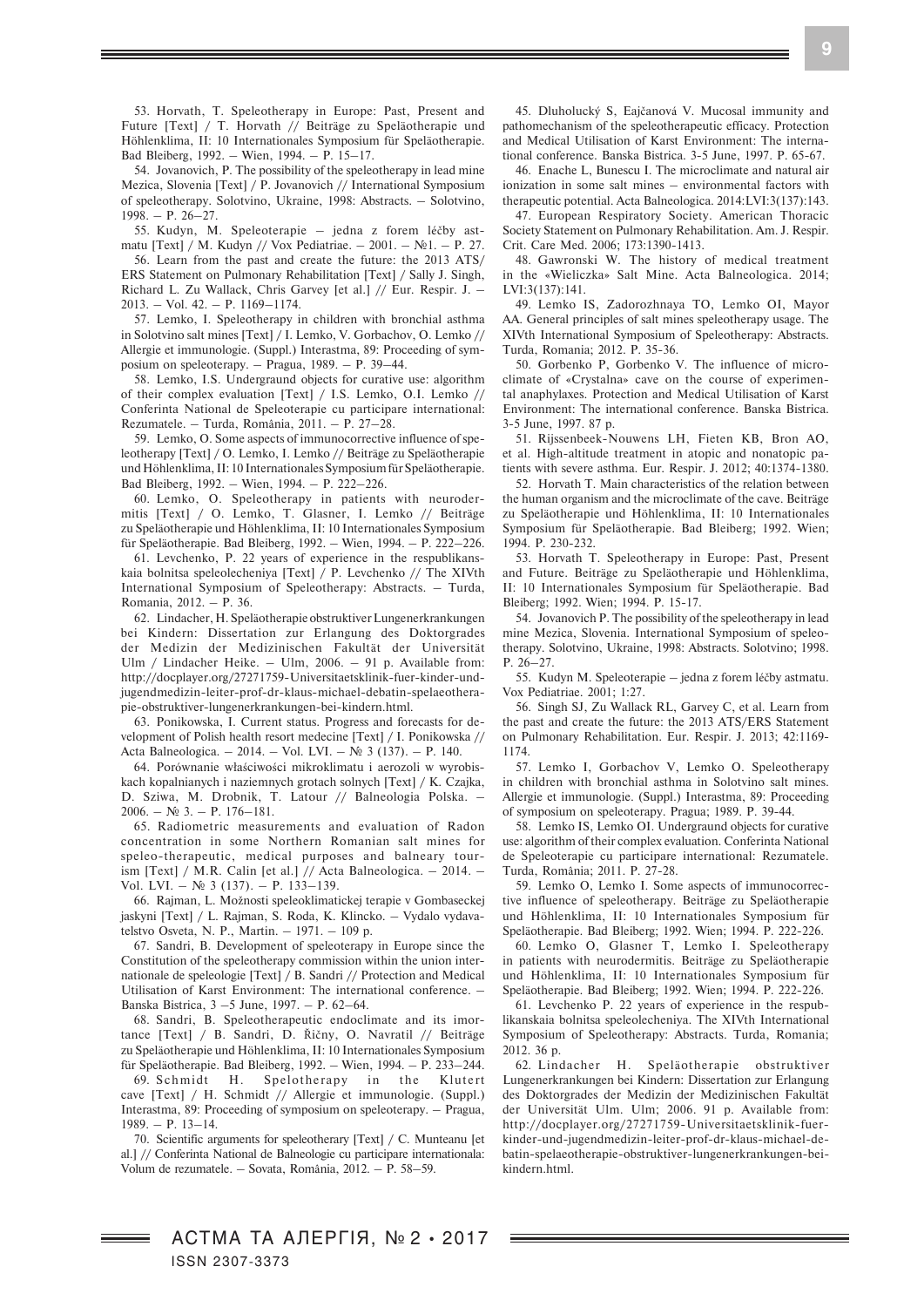53. Horvath, T. Speleotherapy in Europe: Past, Present and Future [Text] / T. Horvath // Beiträge zu Speläotherapie und Höhlenklima, II: 10 Internationales Symposium für Speläotherapie. Bad Bleiberg, 1992. – Wien, 1994. – P. 15–17.

54. Jovanovich, P. The possibility of the speleotherapy in lead mine Mezica, Slovenia [Text] / P. Jovanovich // International Symposium of speleotherapy. Solotvino, Ukraine, 1998: Abstracts. – Solotvino, 1998. – P. 26–27.

55. Kudyn, M. Speleoterapie – jedna z forem léčby astmatu [Text] / M. Kudyn // Vox Pediatriae. – 2001. – №1. – P. 27.

56. Learn from the past and create the future: the 2013 ATS/ERS Statement on Pulmonary Rehabilitation [Text] / Sally J. Singh, Richard L. Zu Wallack, Chris Garvey [et al.] // Eur. Respir. J. – 2013. – Vol. 42. – P. 1169–1174.

57. Lemko, I. Speleotherapy in children with bronchial asthma in Solotvino salt mines [Text] / I. Lemko, V. Gorbachov, O. Lemko // Allergie et immunologie. (Suppl.) Interastma, 89: Proceeding of symposium on speleoterapy. – Prague, 1989. – P. 39–44.

58. Lemko, I.S. Undergraund objects for curative use: algorithm of their complex evaluation [Text] / I.S. Lemko, O.I. Lemko // Conferinta National de Speleoterapie cu participare international: Rezumatele. – Turda, România, 2011. – P. 27–28.

59. Lemko, O. Some aspects of immunocorrective influence of speleotherapy [Text] / O. Lemko, I. Lemko // Beiträge zu Speläotherapie und Höhlenklima, II: 10 Internationales Symposium für Speläotherapie. Bad Bleiberg, 1992. – Wien, 1994. – P. 222–226.

60. Lemko, O. Speleotherapy in patients with neurodermitis [Text] / O. Lemko, T. Glasner, I. Lemko // Beiträge zu Speläotherapie und Höhlenklima, II: 10 Internationales Symposium für Speläotherapie. Bad Bleiberg, 1992. – Wien, 1994. – P. 222–226.

61. Levchenko, P. 22 years of experience in the respublikanskaia bolnitsa speleolecheniya [Text] / P. Levchenko // The XIVth International Symposium of Speleotherapy: Abstracts. – Turda, Romania, 2012. – P. 36.

62. Lindacher, H. Speläotherapie obstruktiver Lungenerkrankungen bei Kindern: Dissertation zur Erlangung des Doktorgrades der Medizin der Medizinischen Fakultät der Universität Ulm / Lindacher Heike. – Ulm, 2006. – 91 p. Available from: http://docplayer.org/27271759-Universitaetsklinik-fuer-kinder-und-jugendmedizin-leiter-prof-dr-klaus-michael-debatin-spelaeotherapie-obstruktiver-lungenerkrankungen-bei-kindern.html.

63. Ponikowska, I. Current status. Progress and forecasts for development of Polish health resort medecine [Text] / I. Ponikowska // Acta Balneologica. – 2014. – Vol. LVI. – № 3 (137). – P. 140.

64. Porównanie właściwości mikroklimatu i aerozoli w wyrobiskach kopalnianych i naziemnych grotach solnych [Text] / K. Czajka, D. Sziwa, M. Drobnik, T. Latour // Balneologia Polska. – 2006. – № 3. – P. 176–181.

65. Radiometric measurements and evaluation of Radon concentration in some Northern Romanian salt mines for speleo-therapeutic, medical purposes and balneary tourism [Text] / M.R. Calin [et al.] // Acta Balneologica. – 2014. – Vol. LVI. – № 3 (137). – P. 133–139.

66. Rajman, L. Možnosti speleoklimatickej terapie v Gombaseckej jaskyni [Text] / L. Rajman, S. Roda, K. Klincko. – Vydalo vydavatelstvo Osveta, N. P., Martin. – 1971. – 109 p.

67. Sandri, B. Development of speleoterapy in Europe since the Constitution of the speleotherapy commission within the union internationale de speleologie [Text] / B. Sandri // Protection and Medical Utilisation of Karst Environment: The international conference. – Banska Bistrica, 3 –5 June, 1997. – P. 62–64.

68. Sandri, B. Speleotherapeutic endoclimate and its imortance [Text] / B. Sandri, D. Říčny, O. Navratil // Beiträge zu Speläotherapie und Höhlenklima, II: 10 Internationales Symposium für Speläotherapie. Bad Bleiberg, 1992. – Wien, 1994. – P. 233–244.

69. Schmidt H. Spelotherapy in the Klutert cave [Text] / H. Schmidt // Allergie et immunologie. (Suppl.) Interastma, 89: Proceeding of symposium on speleoterapy. – Prague, 1989. – P. 13–14.

70. Scientific arguments for speleotherary [Text] / C. Munteanu [et al.] // Conferinta National de Balneologie cu participare internationala: Volum de rezumatele. – Sovata, România, 2012. – P. 58–59.

45. Dluholucký S, Eajčanová V. Mucosal immunity and pathomechanism of the speleotherapeutic efficacy. Protection and Medical Utilisation of Karst Environment: The international conference. Banska Bistrica. 3-5 June, 1997. P. 65-67.

46. Enache L, Bunescu I. The microclimate and natural air ionization in some salt mines – environmental factors with therapeutic potential. Acta Balneologica. 2014:LVI:3(137):143.

47. European Respiratory Society. American Thoracic Society Statement on Pulmonary Rehabilitation. Am. J. Respir. Crit. Care Med. 2006; 173:1390-1413.

48. Gawronski W. The history of medical treatment in the «Wieliczka» Salt Mine. Acta Balneologica. 2014; LVI:3(137):141.

49. Lemko IS, Zadorozhnaya TO, Lemko OI, Mayor AA. General principles of salt mines speleotherapy usage. The XIVth International Symposium of Speleotherapy: Abstracts. Turda, Romania; 2012. P. 35-36.

50. Gorbenko P, Gorbenko V. The influence of microclimate of «Crystalna» cave on the course of experimental anaphylaxes. Protection and Medical Utilisation of Karst Environment: The international conference. Banska Bistrica. 3-5 June, 1997. 87 p.

51. Rijssenbeek-Nouwens LH, Fieten KB, Bron AO, et al. High-altitude treatment in atopic and nonatopic patients with severe asthma. Eur. Respir. J. 2012; 40:1374-1380.

52. Horvath T. Main characteristics of the relation between the human organism and the microclimate of the cave. Beiträge zu Speläotherapie und Höhlenklima, II: 10 Internationales Symposium für Speläotherapie. Bad Bleiberg; 1992. Wien; 1994. P. 230-232.

53. Horvath T. Speleotherapy in Europe: Past, Present and Future. Beiträge zu Speläotherapie und Höhlenklima, II: 10 Internationales Symposium für Speläotherapie. Bad Bleiberg; 1992. Wien; 1994. P. 15-17.

54. Jovanovich P. The possibility of the speleotherapy in lead mine Mezica, Slovenia. International Symposium of speleotherapy. Solotvino, Ukraine, 1998: Abstracts. Solotvino; 1998. P. 26–27.

55. Kudyn M. Speleoterapie – jedna z forem léčby astmatu. Vox Pediatriae. 2001; 1:27.

56. Singh SJ, Zu Wallack RL, Garvey C, et al. Learn from the past and create the future: the 2013 ATS/ERS Statement on Pulmonary Rehabilitation. Eur. Respir. J. 2013; 42:1169-1174.

57. Lemko I, Gorbachov V, Lemko O. Speleotherapy in children with bronchial asthma in Solotvino salt mines. Allergie et immunologie. (Suppl.) Interastma, 89: Proceeding of symposium on speleoterapy. Prague; 1989. P. 39-44.

58. Lemko IS, Lemko OI. Undergraund objects for curative use: algorithm of their complex evaluation. Conferinta National de Speleoterapie cu participare international: Rezumatele. Turda, România; 2011. P. 27-28.

59. Lemko O, Lemko I. Some aspects of immunocorrective influence of speleotherapy. Beiträge zu Speläotherapie und Höhlenklima, II: 10 Internationales Symposium für Speläotherapie. Bad Bleiberg; 1992. Wien; 1994. P. 222-226.

60. Lemko O, Glasner T, Lemko I. Speleotherapy in patients with neurodermitis. Beiträge zu Speläotherapie und Höhlenklima, II: 10 Internationales Symposium für Speläotherapie. Bad Bleiberg; 1992. Wien; 1994. P. 222-226.

61. Levchenko P. 22 years of experience in the respublikanskaia bolnitsa speleolecheniya. The XIVth International Symposium of Speleotherapy: Abstracts. Turda, Romania; 2012. 36 p.

62. Lindacher H. Speläotherapie obstruktiver Lungenerkrankungen bei Kindern: Dissertation zur Erlangung des Doktorgrades der Medizin der Medizinischen Fakultät der Universität Ulm. Ulm; 2006. 91 p. Available from: http://docplayer.org/27271759-Universitaetsklinik-fuer-kinder-und-jugendmedizin-leiter-prof-dr-klaus-michael-debatin-spelaeotherapie-obstruktiver-lungenerkrankungen-bei-kindern.html.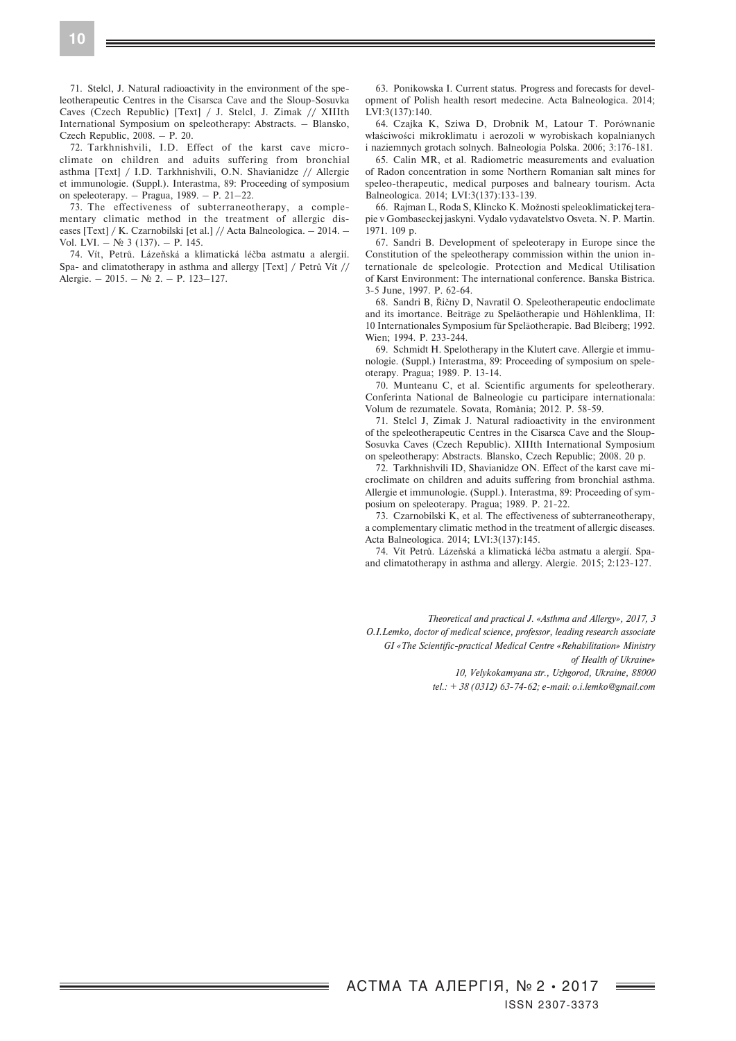71. Stelcl, J. Natural radioactivity in the environment of the speleotherapeutic Centres in the Cisarsca Cave and the Sloup-Sosuvka Caves (Czech Republic) [Text] / J. Stelcl, J. Zimak // XIIIth International Symposium on speleotherapy: Abstracts. – Blansko, Czech Republic, 2008. – P. 20.

72. Tarkhnishvili, I.D. Effect of the karst cave microclimate on children and aduits suffering from bronchial asthma [Text] / I.D. Tarkhnishvili, O.N. Shavianidze // Allergie et immunologie. (Suppl.). Interastma, 89: Proceeding of symposium on speleoterapy. – Prague, 1989. – P. 21–22.

73. The effectiveness of subterraneotherapy, a complementary climatic method in the treatment of allergic diseases [Text] / K. Czarnobilski [et al.] // Acta Balneologica. – 2014. – Vol. LVI. – № 3 (137). – P. 145.

74. Vít, Petrů. Lázeňská a klimatická léčba astmatu a alergií. Spa- and climatotherapy in asthma and allergy [Text] / Petrů Vít // Alergie. – 2015. – № 2. – P. 123–127.

63. Ponikowska I. Current status. Progress and forecasts for development of Polish health resort medecine. Acta Balneologica. 2014; LVI:3(137):140.

64. Czajka K, Sziwa D, Drobnik M, Latour T. Porównanie właściwości mikroklimatu i aerozoli w wyrobiskach kopalnianych i naziemnych grotach solnych. Balneologia Polska. 2006; 3:176-181.

65. Calin MR, et al. Radiometric measurements and evaluation of Radon concentration in some Northern Romanian salt mines for speleo-therapeutic, medical purposes and balneary tourism. Acta Balneologica. 2014; LVI:3(137):133-139.

66. Rajman L, Roda S, Klincko K. Možnosti speleoklimatickej terapie v Gombaseckej jaskyni. Vydalo vydavatelstvo Osveta. N. P. Martin. 1971. 109 p.

67. Sandri B. Development of speleoterapy in Europe since the Constitution of the speleotherapy commission within the union internationale de speleologie. Protection and Medical Utilisation of Karst Environment: The international conference. Banska Bistrica. 3-5 June, 1997. P. 62-64.

68. Sandri B, Řičny D, Navratil O. Speleotherapeutic endoclimate and its imortance. Beiträge zu Speläotherapie und Höhlenklima, II: 10 Internationales Symposium für Speläotherapie. Bad Bleiberg; 1992. Wien; 1994. P. 233-244.

69. Schmidt H. Spelotherapy in the Klutert cave. Allergie et immunologie. (Suppl.) Interastma, 89: Proceeding of symposium on speleoterapy. Pragua; 1989. P. 13-14.

70. Munteanu C, et al. Scientific arguments for speleotherary. Conferinta National de Balneologie cu participare internationala: Volum de rezumatele. Sovata, România; 2012. P. 58-59.

71. Stelcl J, Zimak J. Natural radioactivity in the environment of the speleotherapeutic Centres in the Cisarsca Cave and the Sloup-Sosuvka Caves (Czech Republic). XIIIth International Symposium on speleotherapy: Abstracts. Blansko, Czech Republic; 2008. 20 p.

72. Tarkhnishvili ID, Shavianidze ON. Effect of the karst cave microclimate on children and aduits suffering from bronchial asthma. Allergie et immunologie. (Suppl.). Interastma, 89: Proceeding of symposium on speleoterapy. Pragua; 1989. P. 21-22.

73. Czarnobilski K, et al. The effectiveness of subterraneotherapy, a complementary climatic method in the treatment of allergic diseases. Acta Balneologica. 2014; LVI:3(137):145.

74. Vít Petrů. Lázeňská a klimatická léčba astmatu a alergií. Spa- and climatotherapy in asthma and allergy. Alergie. 2015; 2:123-127.

*Theoretical and practical J. «Asthma and Allergy», 2017, 3*
*O.I.Lemko, doctor of medical science, professor, leading research associate*
*GI «The Scientific-practical Medical Centre «Rehabilitation» Ministry of Health of Ukraine»*
*10, Velykokamyana str., Uzhgorod, Ukraine, 88000*
*tel.: + 38 (0312) 63-74-62; e-mail: o.i.lemko@gmail.com*